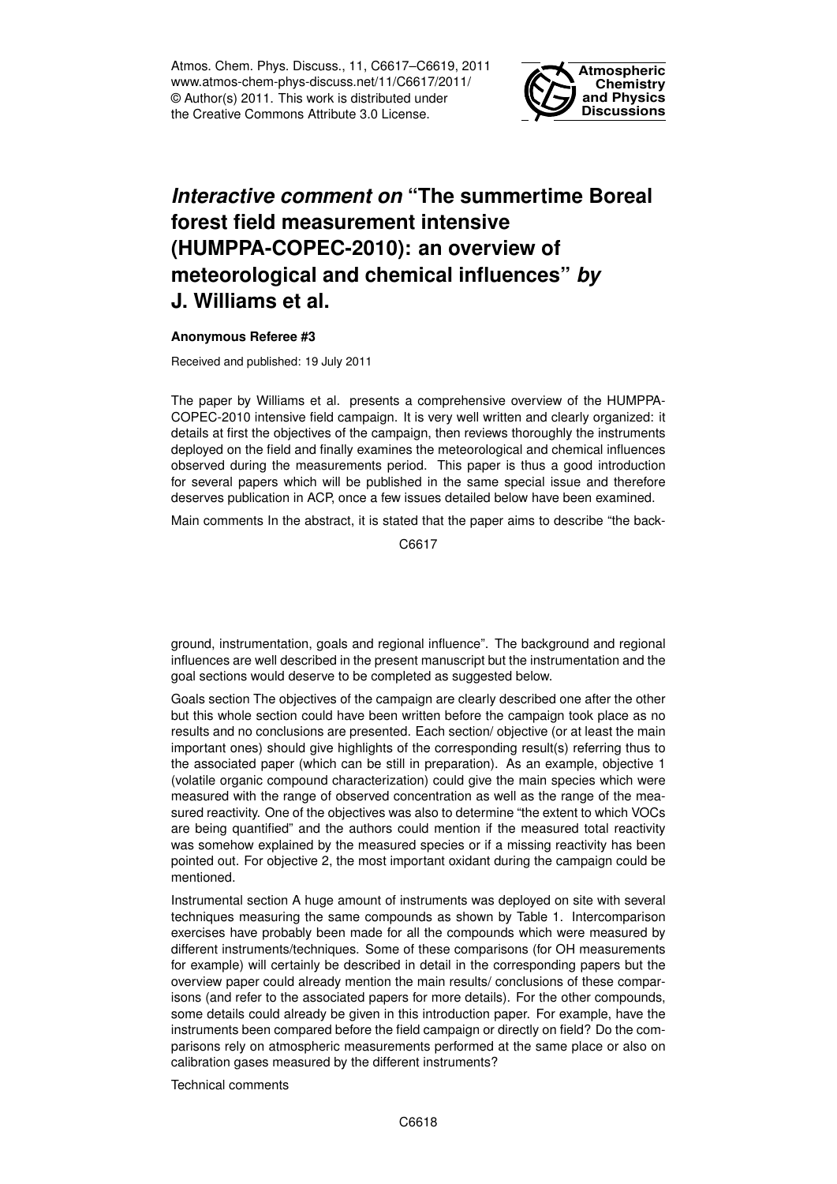# *Interactive comment on* "The summertime Boreal forest field measurement intensive (HUMPPA-COPEC-2010): an overview of meteorological and chemical influences" *by* J. Williams et al.

**Anonymous Referee #3**

Received and published: 19 July 2011

The paper by Williams et al. presents a comprehensive overview of the HUMPPA-COPEC-2010 intensive field campaign. It is very well written and clearly organized: it details at first the objectives of the campaign, then reviews thoroughly the instruments deployed on the field and finally examines the meteorological and chemical influences observed during the measurements period. This paper is thus a good introduction for several papers which will be published in the same special issue and therefore deserves publication in ACP, once a few issues detailed below have been examined.

Main comments In the abstract, it is stated that the paper aims to describe "the background, instrumentation, goals and regional influence". The background and regional influences are well described in the present manuscript but the instrumentation and the goal sections would deserve to be completed as suggested below.

Goals section The objectives of the campaign are clearly described one after the other but this whole section could have been written before the campaign took place as no results and no conclusions are presented. Each section/ objective (or at least the main important ones) should give highlights of the corresponding result(s) referring thus to the associated paper (which can be still in preparation). As an example, objective 1 (volatile organic compound characterization) could give the main species which were measured with the range of observed concentration as well as the range of the measured reactivity. One of the objectives was also to determine "the extent to which VOCs are being quantified" and the authors could mention if the measured total reactivity was somehow explained by the measured species or if a missing reactivity has been pointed out. For objective 2, the most important oxidant during the campaign could be mentioned.

Instrumental section A huge amount of instruments was deployed on site with several techniques measuring the same compounds as shown by Table 1. Intercomparison exercises have probably been made for all the compounds which were measured by different instruments/techniques. Some of these comparisons (for OH measurements for example) will certainly be described in detail in the corresponding papers but the overview paper could already mention the main results/ conclusions of these comparisons (and refer to the associated papers for more details). For the other compounds, some details could already be given in this introduction paper. For example, have the instruments been compared before the field campaign or directly on field? Do the comparisons rely on atmospheric measurements performed at the same place or also on calibration gases measured by the different instruments?

Technical comments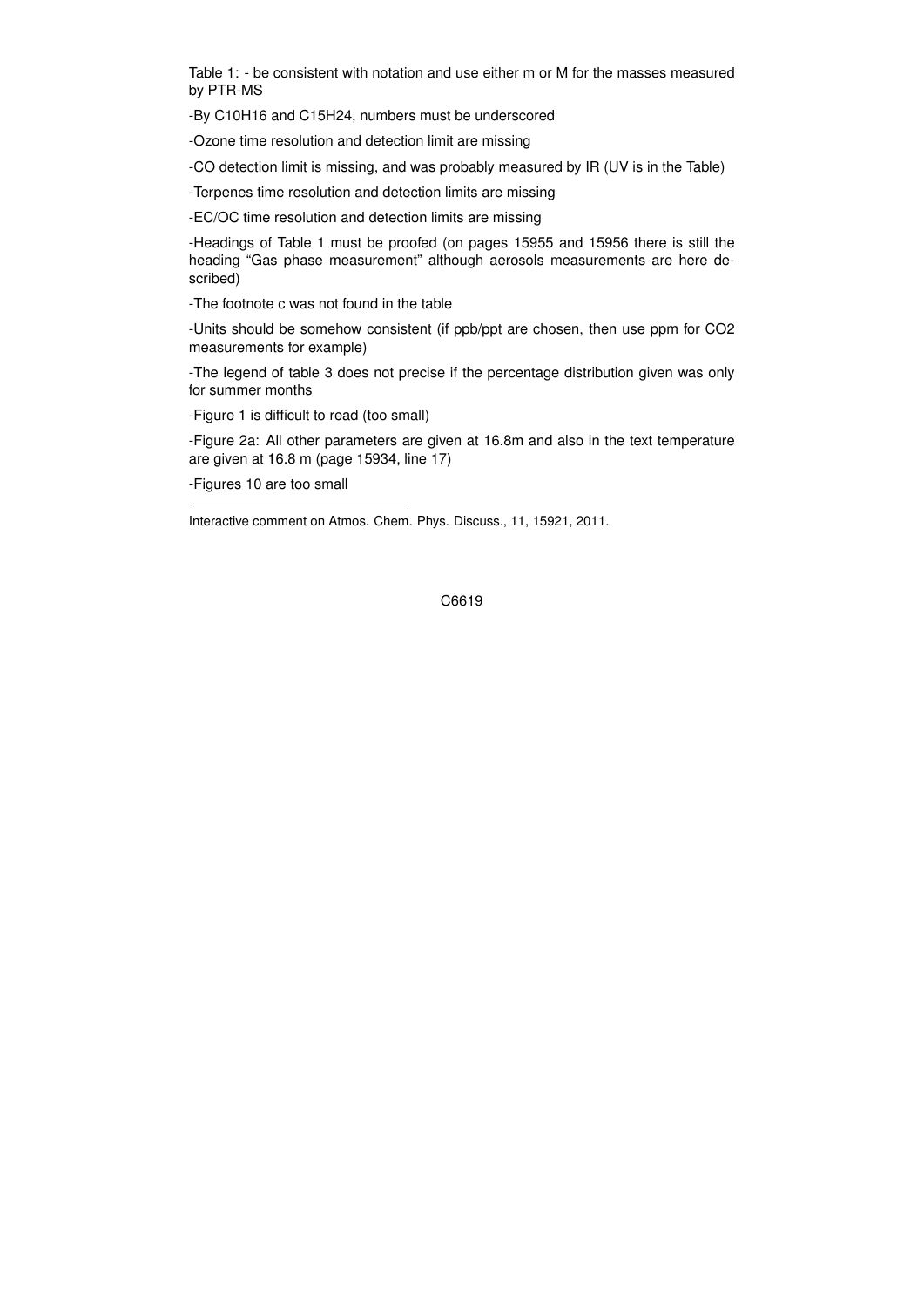Table 1: - be consistent with notation and use either m or M for the masses measured by PTR-MS

-By $C_{10}H_{16}$ and $C_{15}H_{24}$, numbers must be underscored

-Ozone time resolution and detection limit are missing

-CO detection limit is missing, and was probably measured by IR (UV is in the Table)

-Terpenes time resolution and detection limits are missing

-EC/OC time resolution and detection limits are missing

-Headings of Table 1 must be proofed (on pages 15955 and 15956 there is still the heading "Gas phase measurement" although aerosols measurements are here described)

-The footnote c was not found in the table

-Units should be somehow consistent (if ppb/ppt are chosen, then use ppm for $CO_2$ measurements for example)

-The legend of table 3 does not precise if the percentage distribution given was only for summer months

-Figure 1 is difficult to read (too small)

-Figure 2a: All other parameters are given at 16.8m and also in the text temperature are given at 16.8 m (page 15934, line 17)

-Figures 10 are too small

---

Interactive comment on Atmos. Chem. Phys. Discuss., 11, 15921, 2011.